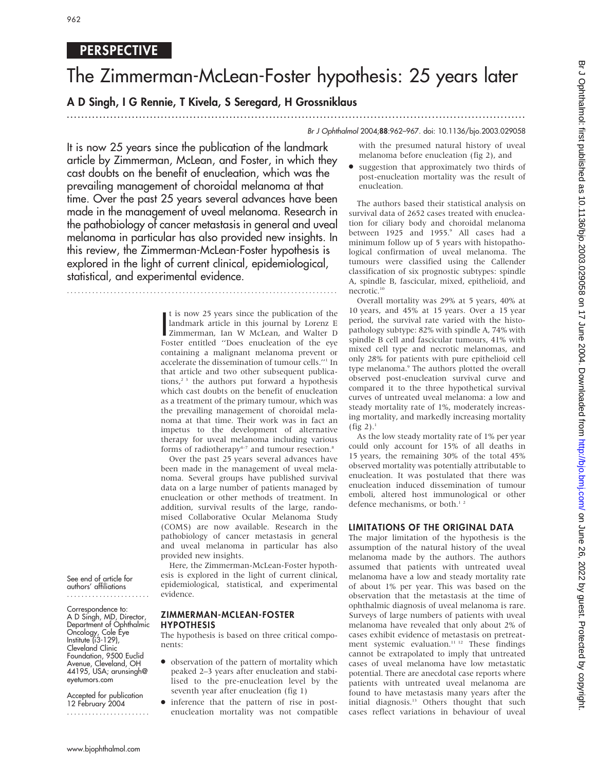**PERSPECTIVE**

# The Zimmerman-McLean-Foster hypothesis: 25 years later

**A D Singh, I G Rennie, T Kivela, S Seregard, H Grossniklaus**

It is now 25 years since the publication of the landmark article by Zimmerman, McLean, and Foster, in which they cast doubts on the benefit of enucleation, which was the prevailing management of choroidal melanoma at that time. Over the past 25 years several advances have been made in the management of uveal melanoma. Research in the pathobiology of cancer metastasis in general and uveal melanoma in particular has also provided new insights. In this review, the Zimmerman-McLean-Foster hypothesis is explored in the light of current clinical, epidemiological, statistical, and experimental evidence.

It is now 25 years since the publication of the landmark article in this journal by Lorenz E Zimmerman, Ian W McLean, and Walter D Foster entitled "Does enucleation of the eye containing a malignant melanoma prevent or accelerate the dissemination of tumour cells."[1] In that article and two other subsequent publications,[2,3] the authors put forward a hypothesis which cast doubts on the benefit of enucleation as a treatment of the primary tumour, which was the prevailing management of choroidal melanoma at that time. Their work was in fact an impetus to the development of alternative therapy for uveal melanoma including various forms of radiotherapy[4–7] and tumour resection.[8]

Over the past 25 years several advances have been made in the management of uveal melanoma. Several groups have published survival data on a large number of patients managed by enucleation or other methods of treatment. In addition, survival results of the large, randomised Collaborative Ocular Melanoma Study (COMS) are now available. Research in the pathobiology of cancer metastasis in general and uveal melanoma in particular has also provided new insights.

Here, the Zimmerman-McLean-Foster hypothesis is explored in the light of current clinical, epidemiological, statistical, and experimental evidence.

See end of article for authors' affiliations

Correspondence to: A D Singh, MD, Director, Department of Ophthalmic Oncology, Cole Eye Institute (i3-129), Cleveland Clinic Foundation, 9500 Euclid Avenue, Cleveland, OH 44195, USA; arunsingh@eyetumors.com

Accepted for publication 12 February 2004

## ZIMMERMAN-MCLEAN-FOSTER HYPOTHESIS

The hypothesis is based on three critical components:

- observation of the pattern of mortality which peaked 2–3 years after enucleation and stabilised to the pre-enucleation level by the seventh year after enucleation (fig 1)
- inference that the pattern of rise in post-enucleation mortality was not compatible with the presumed natural history of uveal melanoma before enucleation (fig 2), and
- suggestion that approximately two thirds of post-enucleation mortality was the result of enucleation.

The authors based their statistical analysis on survival data of 2652 cases treated with enucleation for ciliary body and choroidal melanoma between 1925 and 1955.[9] All cases had a minimum follow up of 5 years with histopathological confirmation of uveal melanoma. The tumours were classified using the Callender classification of six prognostic subtypes: spindle A, spindle B, fascicular, mixed, epithelioid, and necrotic.[10]

Overall mortality was 29% at 5 years, 40% at 10 years, and 45% at 15 years. Over a 15 year period, the survival rate varied with the histopathology subtype: 82% with spindle A, 74% with spindle B cell and fascicular tumours, 41% with mixed cell type and necrotic melanomas, and only 28% for patients with pure epithelioid cell type melanoma.[9] The authors plotted the overall observed post-enucleation survival curve and compared it to the three hypothetical survival curves of untreated uveal melanoma: a low and steady mortality rate of 1%, moderately increasing mortality, and markedly increasing mortality (fig 2).[1]

As the low steady mortality rate of 1% per year could only account for 15% of all deaths in 15 years, the remaining 30% of the total 45% observed mortality was potentially attributable to enucleation. It was postulated that there was enucleation induced dissemination of tumour emboli, altered host immunological or other defence mechanisms, or both.[1,2]

## LIMITATIONS OF THE ORIGINAL DATA

The major limitation of the hypothesis is the assumption of the natural history of the uveal melanoma made by the authors. The authors assumed that patients with untreated uveal melanoma have a low and steady mortality rate of about 1% per year. This was based on the observation that the metastasis at the time of ophthalmic diagnosis of uveal melanoma is rare. Surveys of large numbers of patients with uveal melanoma have revealed that only about 2% of cases exhibit evidence of metastasis on pretreatment systemic evaluation.[11,12] These findings cannot be extrapolated to imply that untreated cases of uveal melanoma have low metastatic potential. There are anecdotal case reports where patients with untreated uveal melanoma are found to have metastasis many years after the initial diagnosis.[13] Others thought that such cases reflect variations in behaviour of uveal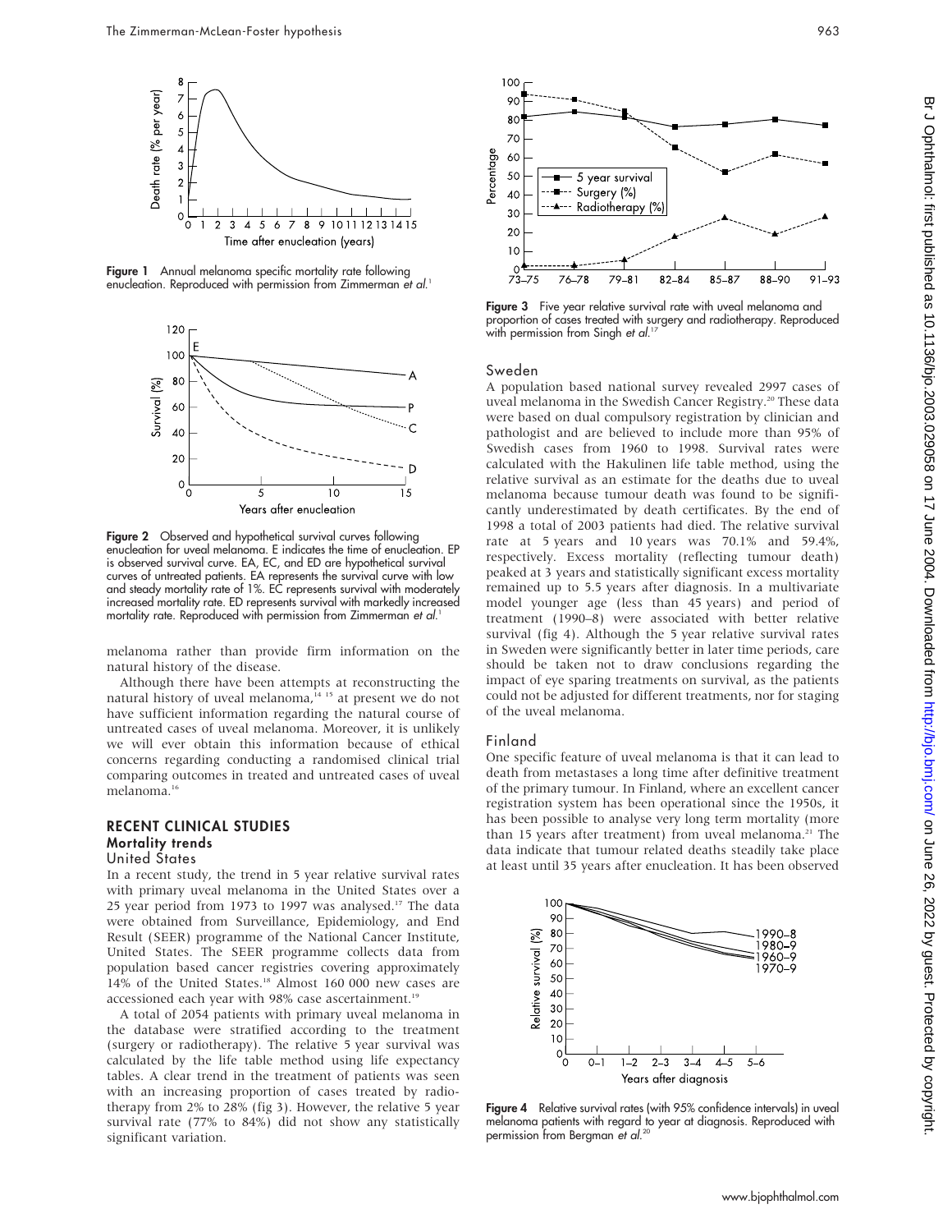Figure 1 Annual melanoma specific mortality rate following enucleation. Reproduced with permission from Zimmerman *et al*.[1]

Figure 2 Observed and hypothetical survival curves following enucleation for uveal melanoma. E indicates the time of enucleation. EP is observed survival curve. EA, EC, and ED are hypothetical survival curves of untreated patients. EA represents the survival curve with low and steady mortality rate of 1%. EC represents survival with moderately increased mortality rate. ED represents survival with markedly increased mortality rate. Reproduced with permission from Zimmerman *et al*.[1]

melanoma rather than provide firm information on the natural history of the disease.

Although there have been attempts at reconstructing the natural history of uveal melanoma,[14 15] at present we do not have sufficient information regarding the natural course of untreated cases of uveal melanoma. Moreover, it is unlikely we will ever obtain this information because of ethical concerns regarding conducting a randomised clinical trial comparing outcomes in treated and untreated cases of uveal melanoma.[16]

## RECENT CLINICAL STUDIES

### Mortality trends

#### United States

In a recent study, the trend in 5 year relative survival rates with primary uveal melanoma in the United States over a 25 year period from 1973 to 1997 was analysed.[17] The data were obtained from Surveillance, Epidemiology, and End Result (SEER) programme of the National Cancer Institute, United States. The SEER programme collects data from population based cancer registries covering approximately 14% of the United States.[18] Almost 160 000 new cases are accessioned each year with 98% case ascertainment.[19]

A total of 2054 patients with primary uveal melanoma in the database were stratified according to the treatment (surgery or radiotherapy). The relative 5 year survival was calculated by the life table method using life expectancy tables. A clear trend in the treatment of patients was seen with an increasing proportion of cases treated by radiotherapy from 2% to 28% (fig 3). However, the relative 5 year survival rate (77% to 84%) did not show any statistically significant variation.

Figure 3 Five year relative survival rate with uveal melanoma and proportion of cases treated with surgery and radiotherapy. Reproduced with permission from Singh *et al*.[17]

#### Sweden

A population based national survey revealed 2997 cases of uveal melanoma in the Swedish Cancer Registry.[20] These data were based on dual compulsory registration by clinician and pathologist and are believed to include more than 95% of Swedish cases from 1960 to 1998. Survival rates were calculated with the Hakulinen life table method, using the relative survival as an estimate for the deaths due to uveal melanoma because tumour death was found to be significantly underestimated by death certificates. By the end of 1998 a total of 2003 patients had died. The relative survival rate at 5 years and 10 years was 70.1% and 59.4%, respectively. Excess mortality (reflecting tumour death) peaked at 3 years and statistically significant excess mortality remained up to 5.5 years after diagnosis. In a multivariate model younger age (less than 45 years) and period of treatment (1990–8) were associated with better relative survival (fig 4). Although the 5 year relative survival rates in Sweden were significantly better in later time periods, care should be taken not to draw conclusions regarding the impact of eye sparing treatments on survival, as the patients could not be adjusted for different treatments, nor for staging of the uveal melanoma.

#### Finland

One specific feature of uveal melanoma is that it can lead to death from metastases a long time after definitive treatment of the primary tumour. In Finland, where an excellent cancer registration system has been operational since the 1950s, it has been possible to analyse very long term mortality (more than 15 years after treatment) from uveal melanoma.[21] The data indicate that tumour related deaths steadily take place at least until 35 years after enucleation. It has been observed

Figure 4 Relative survival rates (with 95% confidence intervals) in uveal melanoma patients with regard to year at diagnosis. Reproduced with permission from Bergman *et al*.[20]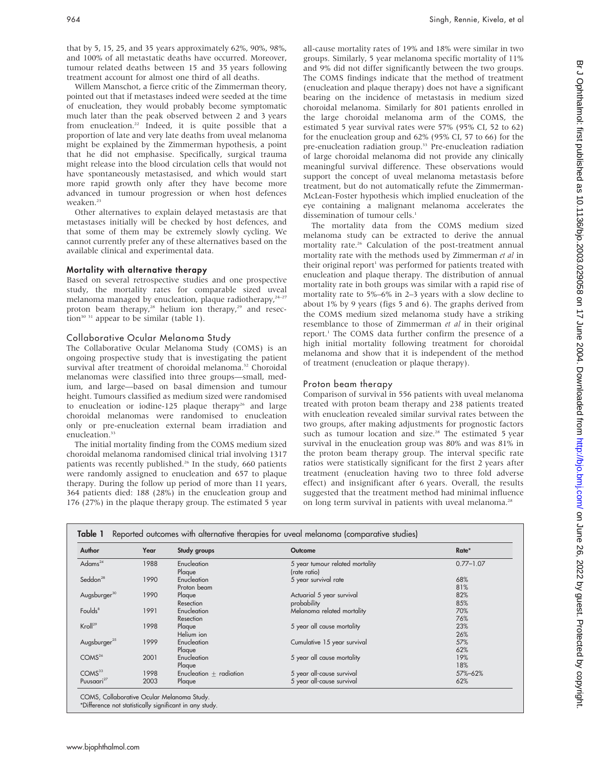that by 5, 15, 25, and 35 years approximately 62%, 90%, 98%, and 100% of all metastatic deaths have occurred. Moreover, tumour related deaths between 15 and 35 years following treatment account for almost one third of all deaths.

Willem Manschot, a fierce critic of the Zimmerman theory, pointed out that if metastases indeed were seeded at the time of enucleation, they would probably become symptomatic much later than the peak observed between 2 and 3 years from enucleation.[22] Indeed, it is quite possible that a proportion of late and very late deaths from uveal melanoma might be explained by the Zimmerman hypothesis, a point that he did not emphasise. Specifically, surgical trauma might release into the blood circulation cells that would not have spontaneously metastasised, and which would start more rapid growth only after they have become more advanced in tumour progression or when host defences weaken.[23]

Other alternatives to explain delayed metastasis are that metastases initially will be checked by host defences, and that some of them may be extremely slowly cycling. We cannot currently prefer any of these alternatives based on the available clinical and experimental data.

## Mortality with alternative therapy

Based on several retrospective studies and one prospective study, the mortality rates for comparable sized uveal melanoma managed by enucleation, plaque radiotherapy,[24–27] proton beam therapy,[28] helium ion therapy,[29] and resection[30 31] appear to be similar (table 1).

### Collaborative Ocular Melanoma Study

The Collaborative Ocular Melanoma Study (COMS) is an ongoing prospective study that is investigating the patient survival after treatment of choroidal melanoma.[32] Choroidal melanomas were classified into three groups—small, medium, and large—based on basal dimension and tumour height. Tumours classified as medium sized were randomised to enucleation or iodine-125 plaque therapy[26] and large choroidal melanomas were randomised to enucleation only or pre-enucleation external beam irradiation and enucleation.[33]

The initial mortality finding from the COMS medium sized choroidal melanoma randomised clinical trial involving 1317 patients was recently published.[26] In the study, 660 patients were randomly assigned to enucleation and 657 to plaque therapy. During the follow up period of more than 11 years, 364 patients died: 188 (28%) in the enucleation group and 176 (27%) in the plaque therapy group. The estimated 5 year all-cause mortality rates of 19% and 18% were similar in two groups. Similarly, 5 year melanoma specific mortality of 11% and 9% did not differ significantly between the two groups. The COMS findings indicate that the method of treatment (enucleation and plaque therapy) does not have a significant bearing on the incidence of metastasis in medium sized choroidal melanoma. Similarly for 801 patients enrolled in the large choroidal melanoma arm of the COMS, the estimated 5 year survival rates were 57% (95% CI, 52 to 62) for the enucleation group and 62% (95% CI, 57 to 66) for the pre-enucleation radiation group.[33] Pre-enucleation radiation of large choroidal melanoma did not provide any clinically meaningful survival difference. These observations would support the concept of uveal melanoma metastasis before treatment, but do not automatically refute the Zimmerman-McLean-Foster hypothesis which implied enucleation of the eye containing a malignant melanoma accelerates the dissemination of tumour cells.[1]

The mortality data from the COMS medium sized melanoma study can be extracted to derive the annual mortality rate.[26] Calculation of the post-treatment annual mortality rate with the methods used by Zimmerman *et al* in their original report[1] was performed for patients treated with enucleation and plaque therapy. The distribution of annual mortality rate in both groups was similar with a rapid rise of mortality rate to 5%–6% in 2–3 years with a slow decline to about 1% by 9 years (figs 5 and 6). The graphs derived from the COMS medium sized melanoma study have a striking resemblance to those of Zimmerman *et al* in their original report.[1] The COMS data further confirm the presence of a high initial mortality following treatment for choroidal melanoma and show that it is independent of the method of treatment (enucleation or plaque therapy).

### Proton beam therapy

Comparison of survival in 556 patients with uveal melanoma treated with proton beam therapy and 238 patients treated with enucleation revealed similar survival rates between the two groups, after making adjustments for prognostic factors such as tumour location and size.[28] The estimated 5 year survival in the enucleation group was 80% and was 81% in the proton beam therapy group. The interval specific rate ratios were statistically significant for the first 2 years after treatment (enucleation having two to three fold adverse effect) and insignificant after 6 years. Overall, the results suggested that the treatment method had minimal influence on long term survival in patients with uveal melanoma.[28]

**Table 1** Reported outcomes with alternative therapies for uveal melanoma (comparative studies)

| Author | Year | Study groups | Outcome | Rate* |
|---|---|---|---|---|
| Adams[24] | 1988 | Enucleation<br>Plaque | 5 year tumour related mortality (rate ratio) | 0.77–1.07 |
| Seddon[28] | 1990 | Enucleation<br>Proton beam | 5 year survival rate | 68%<br>81% |
| Augsburger[30] | 1990 | Plaque<br>Resection | Actuarial 5 year survival probability | 82%<br>85% |
| Foulds[8] | 1991 | Enucleation<br>Resection | Melanoma related mortality | 70%<br>76% |
| Kroll[29] | 1998 | Plaque<br>Helium ion | 5 year all cause mortality | 23%<br>26% |
| Augsburger[25] | 1999 | Enucleation<br>Plaque | Cumulative 15 year survival | 57%<br>62% |
| COMS[26] | 2001 | Enucleation<br>Plaque | 5 year all cause mortality | 19%<br>18% |
| COMS[33] | 1998 | Enucleation ± radiation | 5 year all-cause survival | 57%–62% |
| Puusaari[27] | 2003 | Plaque | 5 year all-cause survival | 62% |

COMS, Collaborative Ocular Melanoma Study.
*Difference not statistically significant in any study.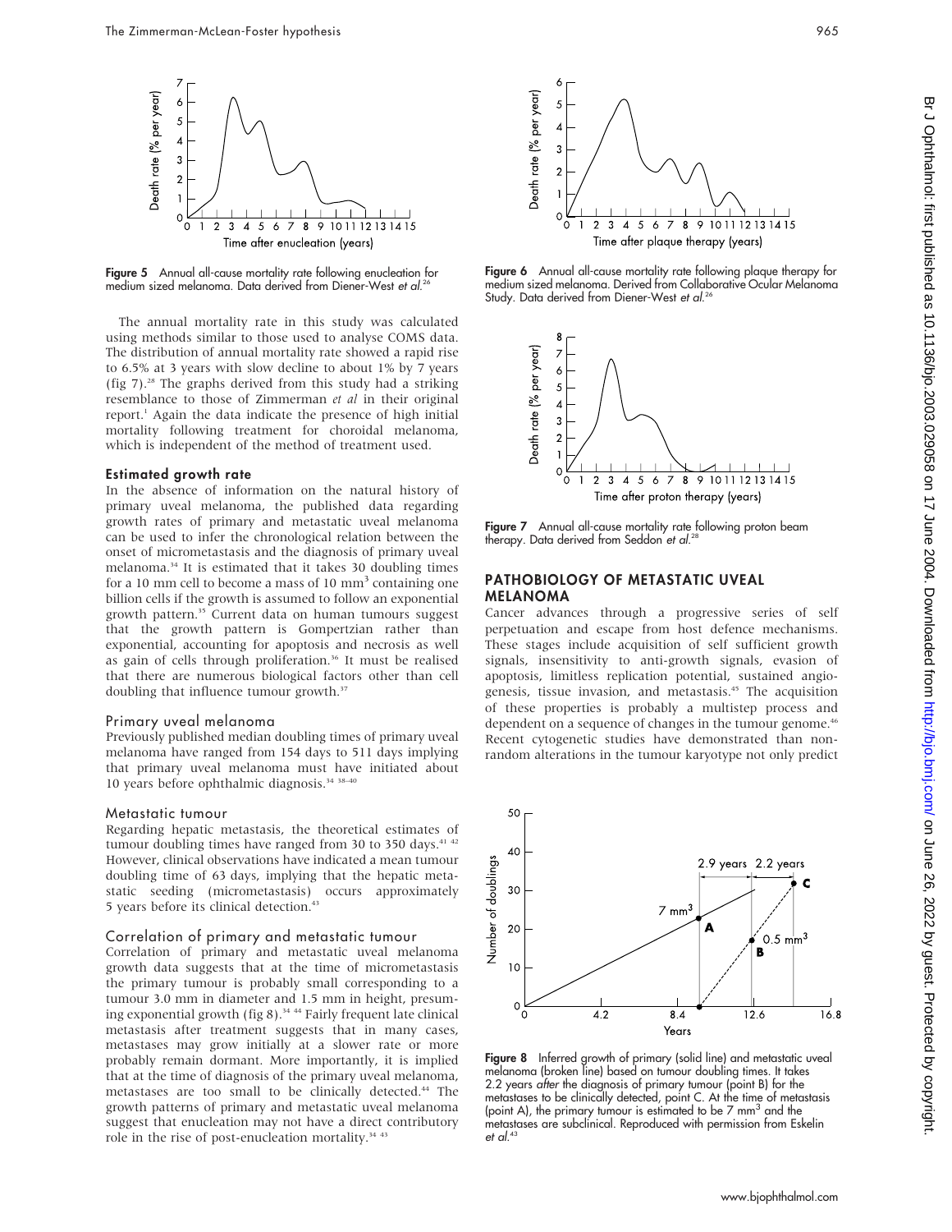Figure 5 Annual all-cause mortality rate following enucleation for medium sized melanoma. Data derived from Diener-West *et al*.[26]

Figure 6 Annual all-cause mortality rate following plaque therapy for medium sized melanoma. Derived from Collaborative Ocular Melanoma Study. Data derived from Diener-West *et al*.[26]

Figure 7 Annual all-cause mortality rate following proton beam therapy. Data derived from Seddon *et al*.[28]

The annual mortality rate in this study was calculated using methods similar to those used to analyse COMS data. The distribution of annual mortality rate showed a rapid rise to 6.5% at 3 years with slow decline to about 1% by 7 years (fig 7).[28] The graphs derived from this study had a striking resemblance to those of Zimmerman *et al* in their original report.[1] Again the data indicate the presence of high initial mortality following treatment for choroidal melanoma, which is independent of the method of treatment used.

### Estimated growth rate

In the absence of information on the natural history of primary uveal melanoma, the published data regarding growth rates of primary and metastatic uveal melanoma can be used to infer the chronological relation between the onset of micrometastasis and the diagnosis of primary uveal melanoma.[34] It is estimated that it takes 30 doubling times for a 10 mm cell to become a mass of 10 $mm^3$ containing one billion cells if the growth is assumed to follow an exponential growth pattern.[35] Current data on human tumours suggest that the growth pattern is Gompertzian rather than exponential, accounting for apoptosis and necrosis as well as gain of cells through proliferation.[36] It must be realised that there are numerous biological factors other than cell doubling that influence tumour growth.[37]

#### Primary uveal melanoma

Previously published median doubling times of primary uveal melanoma have ranged from 154 days to 511 days implying that primary uveal melanoma must have initiated about 10 years before ophthalmic diagnosis.[34 38–40]

#### Metastatic tumour

Regarding hepatic metastasis, the theoretical estimates of tumour doubling times have ranged from 30 to 350 days.[41 42] However, clinical observations have indicated a mean tumour doubling time of 63 days, implying that the hepatic metastatic seeding (micrometastasis) occurs approximately 5 years before its clinical detection.[43]

#### Correlation of primary and metastatic tumour

Correlation of primary and metastatic uveal melanoma growth data suggests that at the time of micrometastasis the primary tumour is probably small corresponding to a tumour 3.0 mm in diameter and 1.5 mm in height, presuming exponential growth (fig 8).[34 44] Fairly frequent late clinical metastasis after treatment suggests that in many cases, metastases may grow initially at a slower rate or more probably remain dormant. More importantly, it is implied that at the time of diagnosis of the primary uveal melanoma, metastases are too small to be clinically detected.[44] The growth patterns of primary and metastatic uveal melanoma suggest that enucleation may not have a direct contributory role in the rise of post-enucleation mortality.[34 43]

## PATHOBIOLOGY OF METASTATIC UVEAL MELANOMA

Cancer advances through a progressive series of self perpetuation and escape from host defence mechanisms. These stages include acquisition of self sufficient growth signals, insensitivity to anti-growth signals, evasion of apoptosis, limitless replication potential, sustained angiogenesis, tissue invasion, and metastasis.[45] The acquisition of these properties is probably a multistep process and dependent on a sequence of changes in the tumour genome.[46] Recent cytogenetic studies have demonstrated than nonrandom alterations in the tumour karyotype not only predict

Figure 8 Inferred growth of primary (solid line) and metastatic uveal melanoma (broken line) based on tumour doubling times. It takes 2.2 years *after* the diagnosis of primary tumour (point B) for the metastases to be clinically detected, point C. At the time of metastasis (point A), the primary tumour is estimated to be 7 $mm^3$ and the metastases are subclinical. Reproduced with permission from Eskelin *et al*.[43]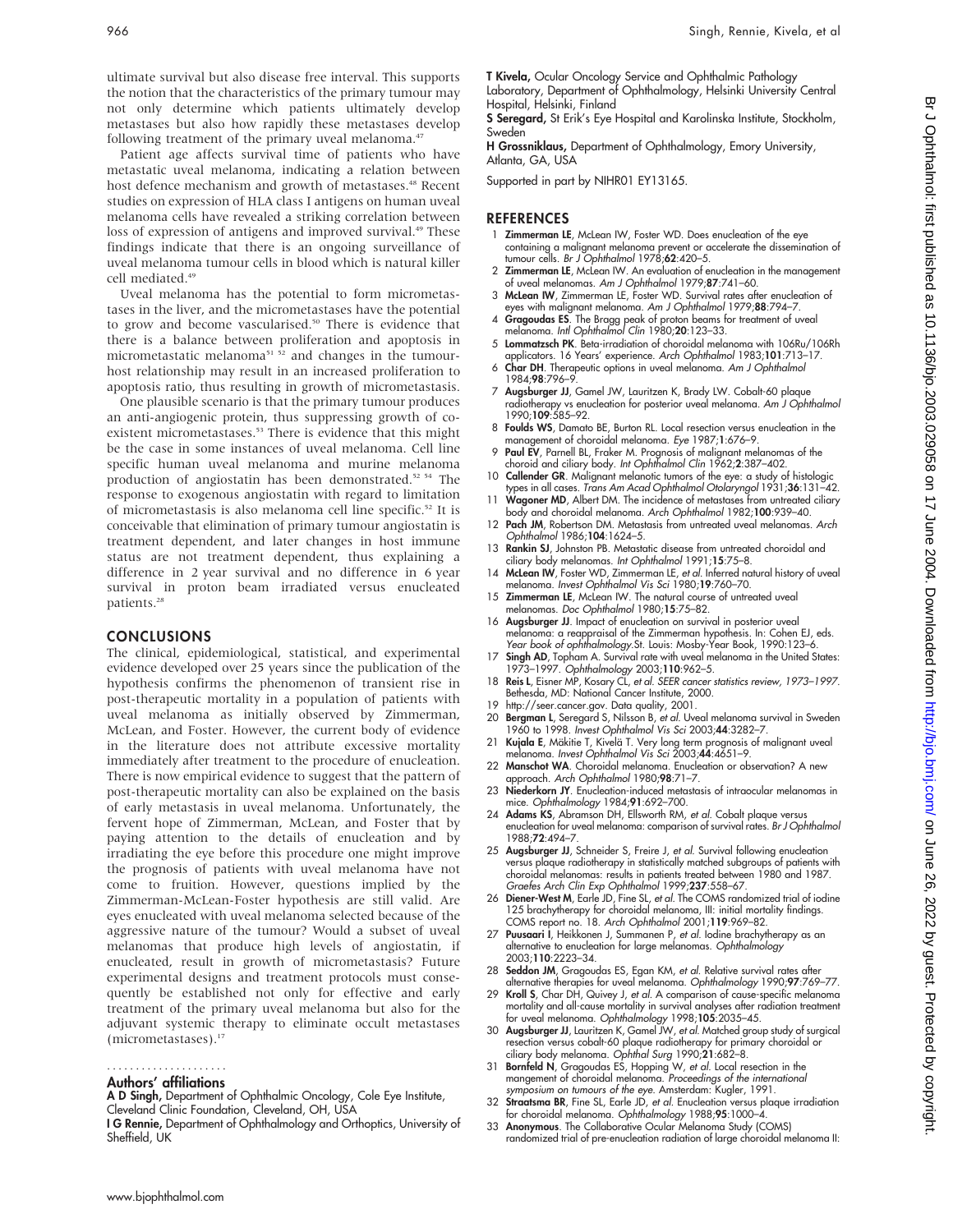ultimate survival but also disease free interval. This supports the notion that the characteristics of the primary tumour may not only determine which patients ultimately develop metastases but also how rapidly these metastases develop following treatment of the primary uveal melanoma.[47]

Patient age affects survival time of patients who have metastatic uveal melanoma, indicating a relation between host defence mechanism and growth of metastases.[48] Recent studies on expression of HLA class I antigens on human uveal melanoma cells have revealed a striking correlation between loss of expression of antigens and improved survival.[49] These findings indicate that there is an ongoing surveillance of uveal melanoma tumour cells in blood which is natural killer cell mediated.[49]

Uveal melanoma has the potential to form micrometastases in the liver, and the micrometastases have the potential to grow and become vascularised.[50] There is evidence that there is a balance between proliferation and apoptosis in micrometastatic melanoma[51 52] and changes in the tumour-host relationship may result in an increased proliferation to apoptosis ratio, thus resulting in growth of micrometastasis.

One plausible scenario is that the primary tumour produces an anti-angiogenic protein, thus suppressing growth of co-existent micrometastases.[53] There is evidence that this might be the case in some instances of uveal melanoma. Cell line specific human uveal melanoma and murine melanoma production of angiostatin has been demonstrated.[52 54] The response to exogenous angiostatin with regard to limitation of micrometastasis is also melanoma cell line specific.[52] It is conceivable that elimination of primary tumour angiostatin is treatment dependent, and later changes in host immune status are not treatment dependent, thus explaining a difference in 2 year survival and no difference in 6 year survival in proton beam irradiated versus enucleated patients.[28]

## CONCLUSIONS

The clinical, epidemiological, statistical, and experimental evidence developed over 25 years since the publication of the hypothesis confirms the phenomenon of transient rise in post-therapeutic mortality in a population of patients with uveal melanoma as initially observed by Zimmerman, McLean, and Foster. However, the current body of evidence in the literature does not attribute excessive mortality immediately after treatment to the procedure of enucleation. There is now empirical evidence to suggest that the pattern of post-therapeutic mortality can also be explained on the basis of early metastasis in uveal melanoma. Unfortunately, the fervent hope of Zimmerman, McLean, and Foster that by paying attention to the details of enucleation and by irradiating the eye before this procedure one might improve the prognosis of patients with uveal melanoma have not come to fruition. However, questions implied by the Zimmerman-McLean-Foster hypothesis are still valid. Are eyes enucleated with uveal melanoma selected because of the aggressive nature of the tumour? Would a subset of uveal melanomas that produce high levels of angiostatin, if enucleated, result in growth of micrometastasis? Future experimental designs and treatment protocols must consequently be established not only for effective and early treatment of the primary uveal melanoma but also for the adjuvant systemic therapy to eliminate occult metastases (micrometastases).[17]

### Authors' affiliations

**A D Singh,** Department of Ophthalmic Oncology, Cole Eye Institute, Cleveland Clinic Foundation, Cleveland, OH, USA

**I G Rennie,** Department of Ophthalmology and Orthoptics, University of Sheffield, UK

**T Kivela,** Ocular Oncology Service and Ophthalmic Pathology Laboratory, Department of Ophthalmology, Helsinki University Central Hospital, Helsinki, Finland

**S Seregard,** St Erik's Eye Hospital and Karolinska Institute, Stockholm, Sweden

**H Grossniklaus,** Department of Ophthalmology, Emory University, Atlanta, GA, USA

Supported in part by NIHR01 EY13165.

## REFERENCES

1. **Zimmerman LE**, McLean IW, Foster WD. Does enucleation of the eye containing a malignant melanoma prevent or accelerate the dissemination of tumour cells. *Br J Ophthalmol* 1978;**62**:420–5.
2. **Zimmerman LE**, McLean IW. An evaluation of enucleation in the management of uveal melanomas. *Am J Ophthalmol* 1979;**87**:741–60.
3. **McLean IW**, Zimmerman LE, Foster WD. Survival rates after enucleation of eyes with malignant melanoma. *Am J Ophthalmol* 1979;**88**:794–7.
4. **Gragoudas ES**. The Bragg peak of proton beams for treatment of uveal melanoma. *Intl Ophthalmol Clin* 1980;**20**:123–33.
5. **Lommatzsch PK**. Beta-irradiation of choroidal melanoma with 106Ru/106Rh applicators. 16 Years' experience. *Arch Ophthalmol* 1983;**101**:713–17.
6. **Char DH**. Therapeutic options in uveal melanoma. *Am J Ophthalmol* 1984;**98**:796–9.
7. **Augsburger JJ**, Gamel JW, Lauritzen K, Brady LW. Cobalt-60 plaque radiotherapy vs enucleation for posterior uveal melanoma. *Am J Ophthalmol* 1990;**109**:585–92.
8. **Foulds WS**, Damato BE, Burton RL. Local resection versus enucleation in the management of choroidal melanoma. *Eye* 1987;**1**:676–9.
9. **Paul EV**, Parnell BL, Fraker M. Prognosis of malignant melanomas of the choroid and ciliary body. *Int Ophthalmol Clin* 1962;**2**:387–402.
10. **Callender GR**. Malignant melanotic tumors of the eye: a study of histologic types in all cases. *Trans Am Acad Ophthalmol Otolaryngol* 1931;**36**:131–42.
11. **Wagoner MD**, Albert DM. The incidence of metastases from untreated ciliary body and choroidal melanoma. *Arch Ophthalmol* 1982;**100**:939–40.
12. **Pach JM**, Robertson DM. Metastasis from untreated uveal melanomas. *Arch Ophthalmol* 1986;**104**:1624–5.
13. **Rankin SJ**, Johnston PB. Metastatic disease from untreated choroidal and ciliary body melanomas. *Int Ophthalmol* 1991;**15**:75–8.
14. **McLean IW**, Foster WD, Zimmerman LE, *et al*. Inferred natural history of uveal melanoma. *Invest Ophthalmol Vis Sci* 1980;**19**:760–70.
15. **Zimmerman LE**, McLean IW. The natural course of untreated uveal melanomas. *Doc Ophthalmol* 1980;**15**:75–82.
16. **Augsburger JJ**. Impact of enucleation on survival in posterior uveal melanoma: a reappraisal of the Zimmerman hypothesis. In: Cohen EJ, eds. *Year book of ophthalmology*.St. Louis: Mosby-Year Book, 1990:123–6.
17. **Singh AD**, Topham A. Survival rate with uveal melanoma in the United States: 1973–1997. *Ophthalmology* 2003;**110**:962–5.
18. **Reis L**, Eisner MP, Kosary CL, *et al*. *SEER cancer statistics review, 1973–1997*. Bethesda, MD: National Cancer Institute, 2000.
19. http://seer.cancer.gov. Data quality, 2001.
20. **Bergman L**, Seregard S, Nilsson B, *et al*. Uveal melanoma survival in Sweden 1960 to 1998. *Invest Ophthalmol Vis Sci* 2003;**44**:3282–7.
21. **Kujala E**, Mäkitie T, Kivelä T. Very long term prognosis of malignant uveal melanoma. *Invest Ophthalmol Vis Sci* 2003;**44**:4651–9.
22. **Manschot WA**. Choroidal melanoma. Enucleation or observation? A new approach. *Arch Ophthalmol* 1980;**98**:71–7.
23. **Niederkorn JY**. Enucleation-induced metastasis of intraocular melanomas in mice. *Ophthalmology* 1984;**91**:692–700.
24. **Adams KS**, Abramson DH, Ellsworth RM, *et al*. Cobalt plaque versus enucleation for uveal melanoma: comparison of survival rates. *Br J Ophthalmol* 1988;**72**:494–7.
25. **Augsburger JJ**, Schneider S, Freire J, *et al*. Survival following enucleation versus plaque radiotherapy in statistically matched subgroups of patients with choroidal melanomas: results in patients treated between 1980 and 1987. *Graefes Arch Clin Exp Ophthalmol* 1999;**237**:558–67.
26. **Diener-West M**, Earle JD, Fine SL, *et al*. The COMS randomized trial of iodine 125 brachytherapy for choroidal melanoma, III: initial mortality findings. COMS report no. 18. *Arch Ophthalmol* 2001;**119**:969–82.
27. **Puusaari I**, Heikkonen J, Summanen P, *et al*. Iodine brachytherapy as an alternative to enucleation for large melanomas. *Ophthalmology* 2003;**110**:2223–34.
28. **Seddon JM**, Gragoudas ES, Egan KM, *et al*. Relative survival rates after alternative therapies for uveal melanoma. *Ophthalmology* 1990;**97**:769–77.
29. **Kroll S**, Char DH, Quivey J, *et al*. A comparison of cause-specific melanoma mortality and all-cause mortality in survival analyses after radiation treatment for uveal melanoma. *Ophthalmology* 1998;**105**:2035–45.
30. **Augsburger JJ**, Lauritzen K, Gamel JW, *et al*. Matched group study of surgical resection versus cobalt-60 plaque radiotherapy for primary choroidal or ciliary body melanoma. *Ophthal Surg* 1990;**21**:682–8.
31. **Bornfeld N**, Gragoudas ES, Hopping W, *et al*. Local resection in the mangement of choroidal melanoma. *Proceedings of the international symposium on tumours of the eye*. Amsterdam: Kugler, 1991.
32. **Straatsma BR**, Fine SL, Earle JD, *et al*. Enucleation versus plaque irradiation for choroidal melanoma. *Ophthalmology* 1988;**95**:1000–4.
33. **Anonymous**. The Collaborative Ocular Melanoma Study (COMS) randomized trial of pre-enucleation radiation of large choroidal melanoma II: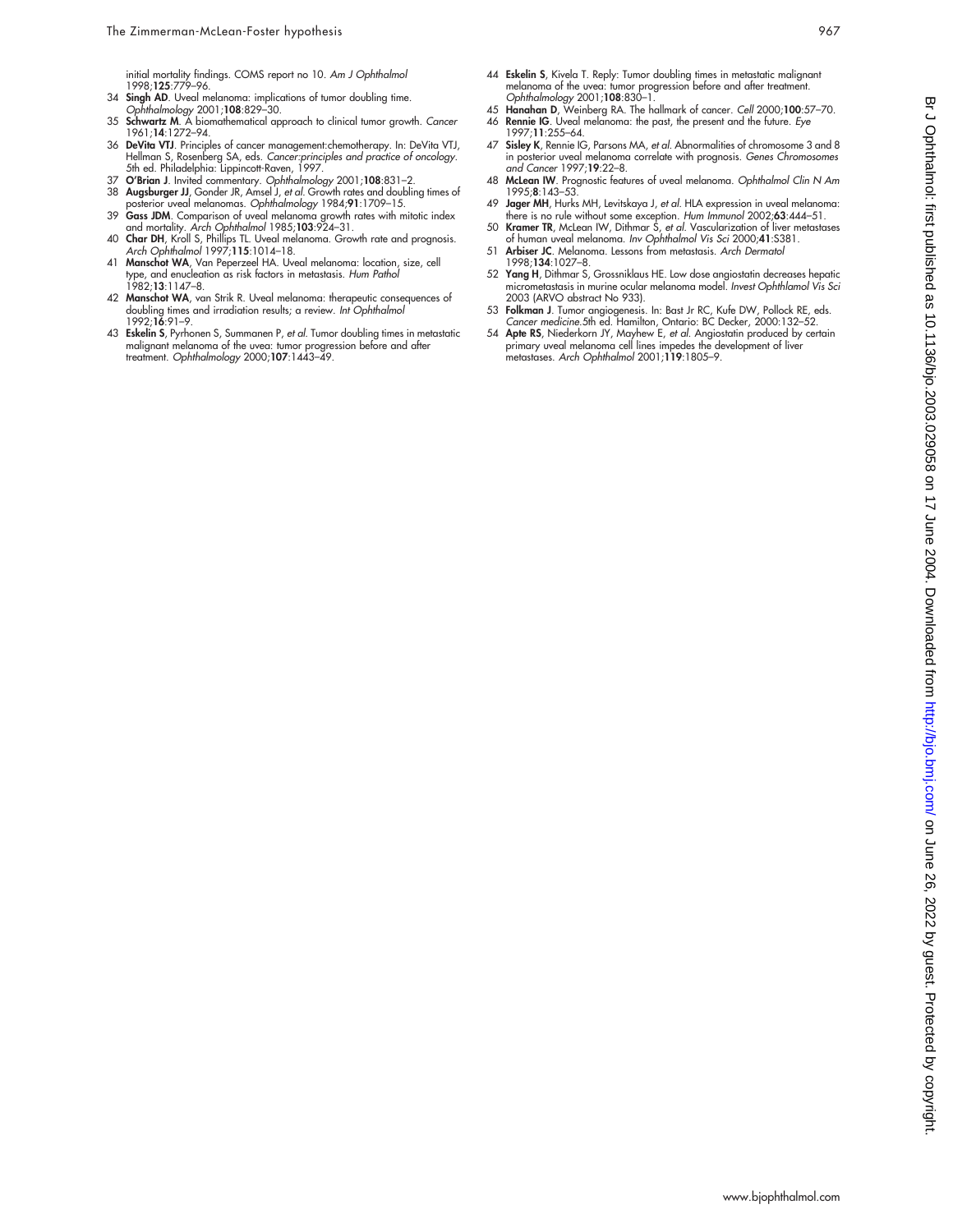initial mortality findings. COMS report no 10. *Am J Ophthalmol* 1998;**125**:779–96.

34 **Singh AD**. Uveal melanoma: implications of tumor doubling time. *Ophthalmology* 2001;**108**:829–30.

35 **Schwartz M**. A biomathematical approach to clinical tumor growth. *Cancer* 1961;**14**:1272–94.

36 **DeVita VTJ**. Principles of cancer management:chemotherapy. In: DeVita VTJ, Hellman S, Rosenberg SA, eds. *Cancer:principles and practice of oncology*. 5th ed. Philadelphia: Lippincott-Raven, 1997.

37 **O'Brian J**. Invited commentary. *Ophthalmology* 2001;**108**:831–2.

38 **Augsburger JJ**, Gonder JR, Amsel J, *et al*. Growth rates and doubling times of posterior uveal melanomas. *Ophthalmology* 1984;**91**:1709–15.

39 **Gass JDM**. Comparison of uveal melanoma growth rates with mitotic index and mortality. *Arch Ophthalmol* 1985;**103**:924–31.

40 **Char DH**, Kroll S, Phillips TL. Uveal melanoma. Growth rate and prognosis. *Arch Ophthalmol* 1997;**115**:1014–18.

41 **Manschot WA**, Van Peperzeel HA. Uveal melanoma: location, size, cell type, and enucleation as risk factors in metastasis. *Hum Pathol* 1982;**13**:1147–8.

42 **Manschot WA**, van Strik R. Uveal melanoma: therapeutic consequences of doubling times and irradiation results; a review. *Int Ophthalmol* 1992;**16**:91–9.

43 **Eskelin S**, Pyrhonen S, Summanen P, *et al*. Tumor doubling times in metastatic malignant melanoma of the uvea: tumor progression before and after treatment. *Ophthalmology* 2000;**107**:1443–49.

44 **Eskelin S**, Kivela T. Reply: Tumor doubling times in metastatic malignant melanoma of the uvea: tumor progression before and after treatment. *Ophthalmology* 2001;**108**:830–1.

45 **Hanahan D**, Weinberg RA. The hallmark of cancer. *Cell* 2000;**100**:57–70.

46 **Rennie IG**. Uveal melanoma: the past, the present and the future. *Eye* 1997;**11**:255–64.

47 **Sisley K**, Rennie IG, Parsons MA, *et al*. Abnormalities of chromosome 3 and 8 in posterior uveal melanoma correlate with prognosis. *Genes Chromosomes and Cancer* 1997;**19**:22–8.

48 **McLean IW**. Prognostic features of uveal melanoma. *Ophthalmol Clin N Am* 1995;**8**:143–53.

49 **Jager MH**, Hurks MH, Levitskaya J, *et al*. HLA expression in uveal melanoma: there is no rule without some exception. *Hum Immunol* 2002;**63**:444–51.

50 **Kramer TR**, McLean IW, Dithmar S, *et al*. Vascularization of liver metastases of human uveal melanoma. *Inv Ophthalmol Vis Sci* 2000;**41**:S381.

51 **Arbiser JC**. Melanoma. Lessons from metastasis. *Arch Dermatol* 1998;**134**:1027–8.

52 **Yang H**, Dithmar S, Grossniklaus HE. Low dose angiostatin decreases hepatic micrometastasis in murine ocular melanoma model. *Invest Ophthlamol Vis Sci* 2003 (ARVO abstract No 933).

53 **Folkman J**. Tumor angiogenesis. In: Bast Jr RC, Kufe DW, Pollock RE, eds. *Cancer medicine*.5th ed. Hamilton, Ontario: BC Decker, 2000:132–52.

54 **Apte RS**, Niederkorn JY, Mayhew E, *et al*. Angiostatin produced by certain primary uveal melanoma cell lines impedes the development of liver metastases. *Arch Ophthalmol* 2001;**119**:1805–9.